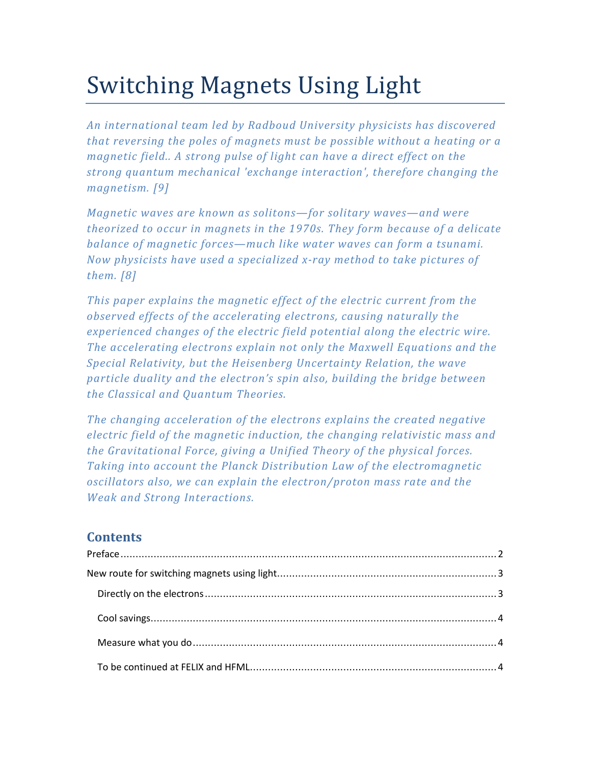# Switching Magnets Using Light

*An international team led by Radboud University physicists has discovered that reversing the poles of magnets must be possible without a heating or a magnetic field.. A strong pulse of light can have a direct effect on the strong quantum mechanical 'exchange interaction', therefore changing the magnetism. [9]*

*Magnetic waves are known as solitons—for solitary waves—and were theorized to occur in magnets in the 1970s. They form because of a delicate balance of magnetic forces—much like water waves can form a tsunami. Now physicists have used a specialized x-ray method to take pictures of them. [8]*

*This paper explains the magnetic effect of the electric current from the observed effects of the accelerating electrons, causing naturally the experienced changes of the electric field potential along the electric wire. The accelerating electrons explain not only the Maxwell Equations and the Special Relativity, but the Heisenberg Uncertainty Relation, the wave particle duality and the electron's spin also, building the bridge between the Classical and Quantum Theories.*

*The changing acceleration of the electrons explains the created negative electric field of the magnetic induction, the changing relativistic mass and the Gravitational Force, giving a Unified Theory of the physical forces. Taking into account the Planck Distribution Law of the electromagnetic oscillators also, we can explain the electron/proton mass rate and the Weak and Strong Interactions.*

## Contents

Preface ........ 2

New route for switching magnets using light ........ 3

- Directly on the electrons ........ 3
- Cool savings ........ 4
- Measure what you do ........ 4
- To be continued at FELIX and HFML ........ 4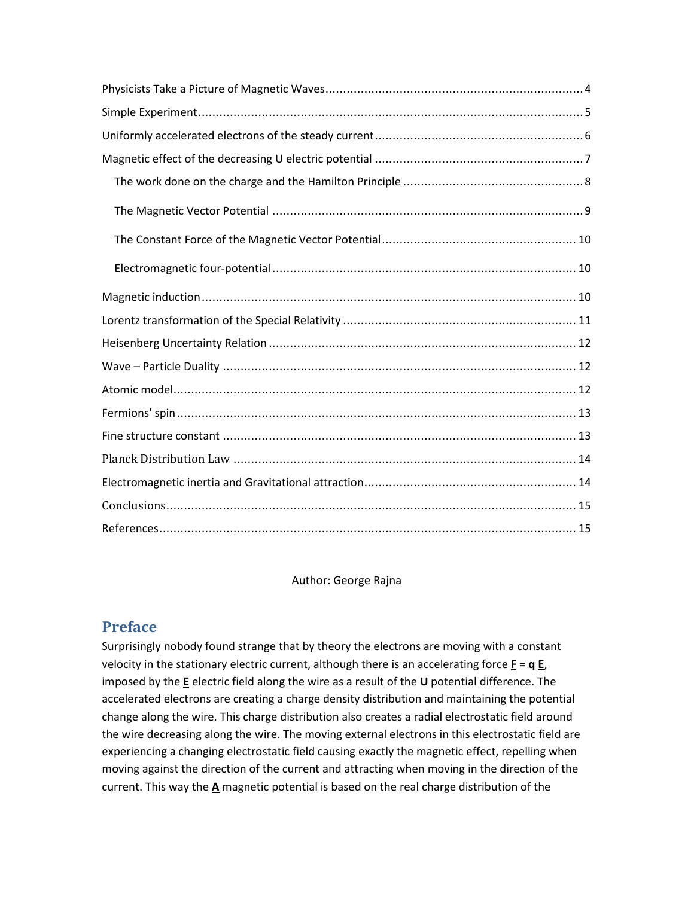Physicists Take a Picture of Magnetic Waves ........................................................................ 4

Simple Experiment ........................................................................................................... 5

Uniformly accelerated electrons of the steady current ......................................................... 6

Magnetic effect of the decreasing U electric potential .......................................................... 7

The work done on the charge and the Hamilton Principle .................................................. 8

The Magnetic Vector Potential ...................................................................................... 9

The Constant Force of the Magnetic Vector Potential ...................................................... 10

Electromagnetic four-potential .................................................................................... 10

Magnetic induction ......................................................................................................... 10

Lorentz transformation of the Special Relativity ................................................................. 11

Heisenberg Uncertainty Relation ...................................................................................... 12

Wave – Particle Duality ................................................................................................... 12

Atomic model ................................................................................................................. 12

Fermions' spin ................................................................................................................ 13

Fine structure constant ................................................................................................... 13

Planck Distribution Law ................................................................................................ 14

Electromagnetic inertia and Gravitational attraction ........................................................... 14

Conclusions .................................................................................................................... 15

References ..................................................................................................................... 15

Author: George Rajna

## Preface

Surprisingly nobody found strange that by theory the electrons are moving with a constant velocity in the stationary electric current, although there is an accelerating force **F = q E**, imposed by the **E** electric field along the wire as a result of the **U** potential difference. The accelerated electrons are creating a charge density distribution and maintaining the potential change along the wire. This charge distribution also creates a radial electrostatic field around the wire decreasing along the wire. The moving external electrons in this electrostatic field are experiencing a changing electrostatic field causing exactly the magnetic effect, repelling when moving against the direction of the current and attracting when moving in the direction of the current. This way the **A** magnetic potential is based on the real charge distribution of the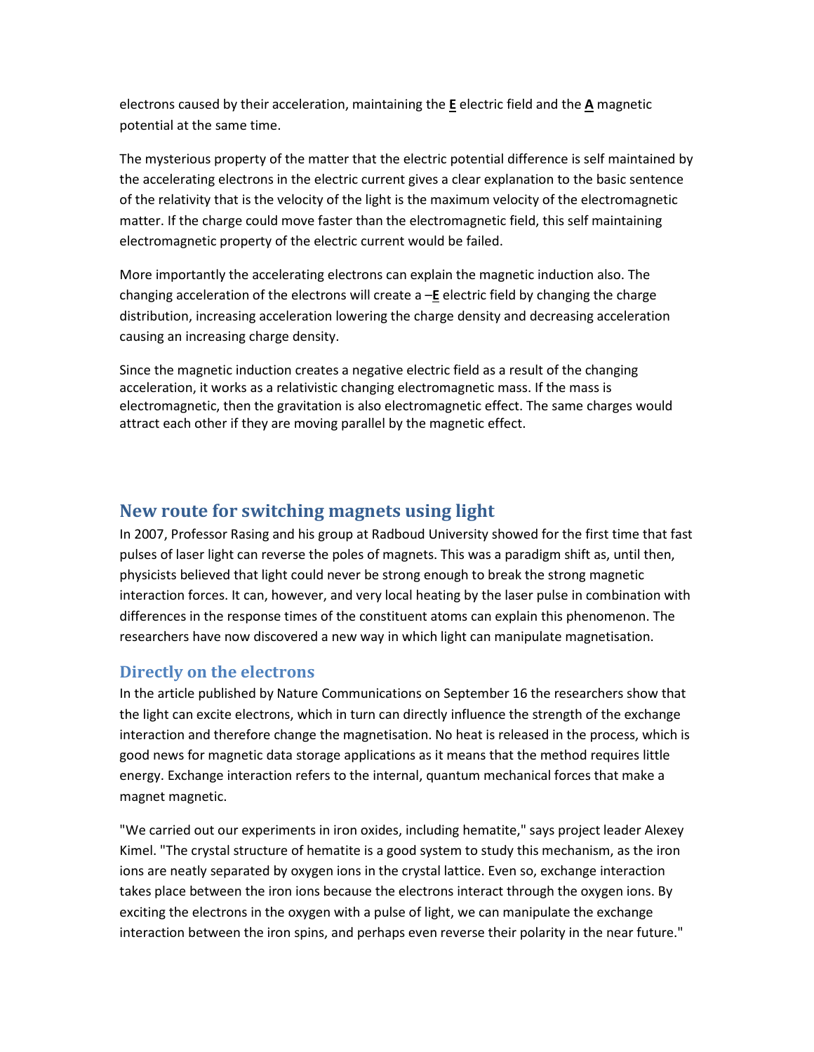electrons caused by their acceleration, maintaining the **E** electric field and the **A** magnetic potential at the same time.

The mysterious property of the matter that the electric potential difference is self maintained by the accelerating electrons in the electric current gives a clear explanation to the basic sentence of the relativity that is the velocity of the light is the maximum velocity of the electromagnetic matter. If the charge could move faster than the electromagnetic field, this self maintaining electromagnetic property of the electric current would be failed.

More importantly the accelerating electrons can explain the magnetic induction also. The changing acceleration of the electrons will create a –**E** electric field by changing the charge distribution, increasing acceleration lowering the charge density and decreasing acceleration causing an increasing charge density.

Since the magnetic induction creates a negative electric field as a result of the changing acceleration, it works as a relativistic changing electromagnetic mass. If the mass is electromagnetic, then the gravitation is also electromagnetic effect. The same charges would attract each other if they are moving parallel by the magnetic effect.

## New route for switching magnets using light

In 2007, Professor Rasing and his group at Radboud University showed for the first time that fast pulses of laser light can reverse the poles of magnets. This was a paradigm shift as, until then, physicists believed that light could never be strong enough to break the strong magnetic interaction forces. It can, however, and very local heating by the laser pulse in combination with differences in the response times of the constituent atoms can explain this phenomenon. The researchers have now discovered a new way in which light can manipulate magnetisation.

### Directly on the electrons

In the article published by Nature Communications on September 16 the researchers show that the light can excite electrons, which in turn can directly influence the strength of the exchange interaction and therefore change the magnetisation. No heat is released in the process, which is good news for magnetic data storage applications as it means that the method requires little energy. Exchange interaction refers to the internal, quantum mechanical forces that make a magnet magnetic.

"We carried out our experiments in iron oxides, including hematite," says project leader Alexey Kimel. "The crystal structure of hematite is a good system to study this mechanism, as the iron ions are neatly separated by oxygen ions in the crystal lattice. Even so, exchange interaction takes place between the iron ions because the electrons interact through the oxygen ions. By exciting the electrons in the oxygen with a pulse of light, we can manipulate the exchange interaction between the iron spins, and perhaps even reverse their polarity in the near future."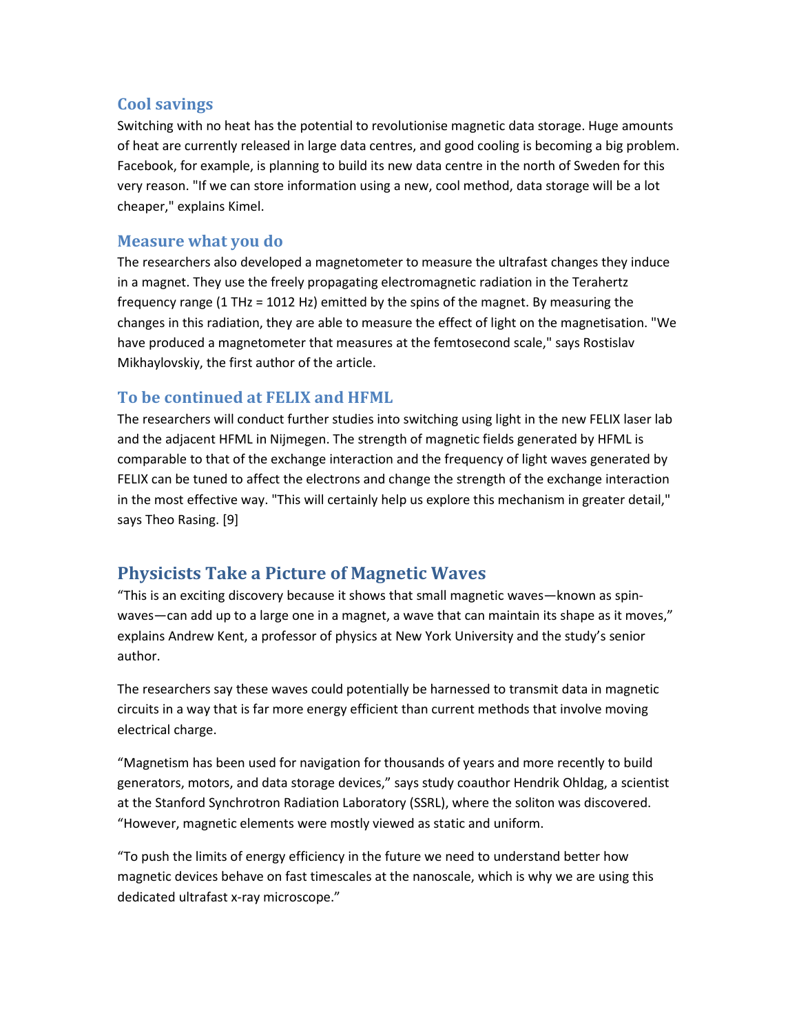### Cool savings

Switching with no heat has the potential to revolutionise magnetic data storage. Huge amounts of heat are currently released in large data centres, and good cooling is becoming a big problem. Facebook, for example, is planning to build its new data centre in the north of Sweden for this very reason. "If we can store information using a new, cool method, data storage will be a lot cheaper," explains Kimel.

### Measure what you do

The researchers also developed a magnetometer to measure the ultrafast changes they induce in a magnet. They use the freely propagating electromagnetic radiation in the Terahertz frequency range (1 THz = 1012 Hz) emitted by the spins of the magnet. By measuring the changes in this radiation, they are able to measure the effect of light on the magnetisation. "We have produced a magnetometer that measures at the femtosecond scale," says Rostislav Mikhaylovskiy, the first author of the article.

### To be continued at FELIX and HFML

The researchers will conduct further studies into switching using light in the new FELIX laser lab and the adjacent HFML in Nijmegen. The strength of magnetic fields generated by HFML is comparable to that of the exchange interaction and the frequency of light waves generated by FELIX can be tuned to affect the electrons and change the strength of the exchange interaction in the most effective way. "This will certainly help us explore this mechanism in greater detail," says Theo Rasing. [9]

## Physicists Take a Picture of Magnetic Waves

“This is an exciting discovery because it shows that small magnetic waves—known as spin-waves—can add up to a large one in a magnet, a wave that can maintain its shape as it moves,” explains Andrew Kent, a professor of physics at New York University and the study’s senior author.

The researchers say these waves could potentially be harnessed to transmit data in magnetic circuits in a way that is far more energy efficient than current methods that involve moving electrical charge.

“Magnetism has been used for navigation for thousands of years and more recently to build generators, motors, and data storage devices,” says study coauthor Hendrik Ohldag, a scientist at the Stanford Synchrotron Radiation Laboratory (SSRL), where the soliton was discovered. “However, magnetic elements were mostly viewed as static and uniform.

“To push the limits of energy efficiency in the future we need to understand better how magnetic devices behave on fast timescales at the nanoscale, which is why we are using this dedicated ultrafast x-ray microscope.”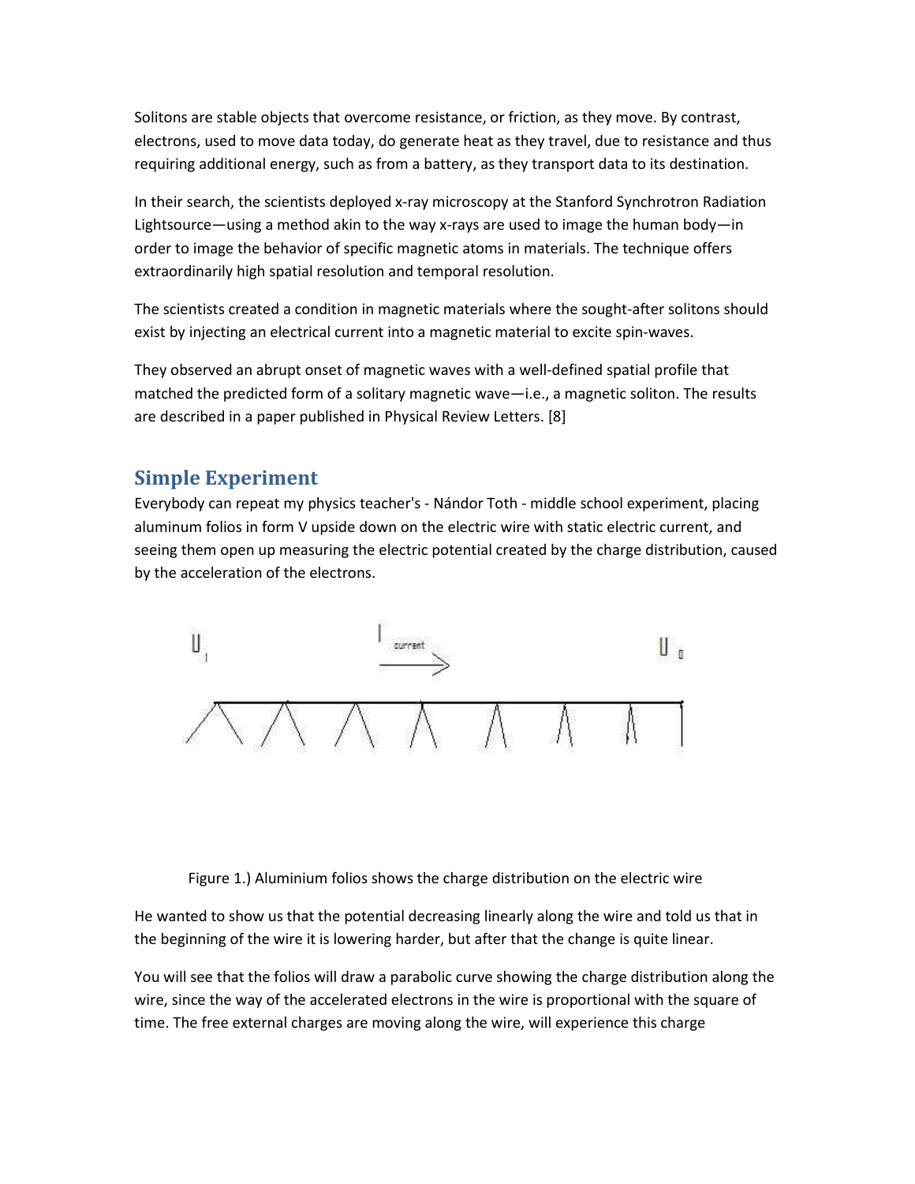Solitons are stable objects that overcome resistance, or friction, as they move. By contrast, electrons, used to move data today, do generate heat as they travel, due to resistance and thus requiring additional energy, such as from a battery, as they transport data to its destination.

In their search, the scientists deployed x-ray microscopy at the Stanford Synchrotron Radiation Lightsource—using a method akin to the way x-rays are used to image the human body—in order to image the behavior of specific magnetic atoms in materials. The technique offers extraordinarily high spatial resolution and temporal resolution.

The scientists created a condition in magnetic materials where the sought-after solitons should exist by injecting an electrical current into a magnetic material to excite spin-waves.

They observed an abrupt onset of magnetic waves with a well-defined spatial profile that matched the predicted form of a solitary magnetic wave—i.e., a magnetic soliton. The results are described in a paper published in Physical Review Letters. [8]

## Simple Experiment

Everybody can repeat my physics teacher's - Nándor Toth - middle school experiment, placing aluminum folios in form V upside down on the electric wire with static electric current, and seeing them open up measuring the electric potential created by the charge distribution, caused by the acceleration of the electrons.

Figure 1.) Aluminium folios shows the charge distribution on the electric wire

He wanted to show us that the potential decreasing linearly along the wire and told us that in the beginning of the wire it is lowering harder, but after that the change is quite linear.

You will see that the folios will draw a parabolic curve showing the charge distribution along the wire, since the way of the accelerated electrons in the wire is proportional with the square of time. The free external charges are moving along the wire, will experience this charge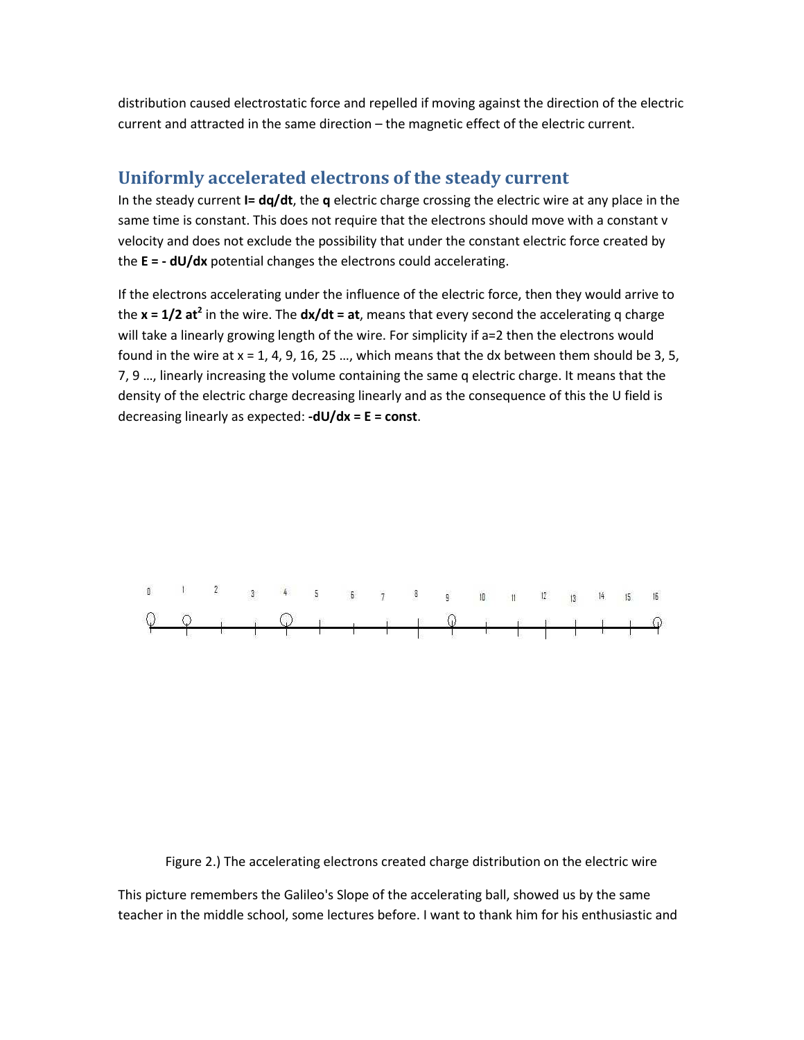distribution caused electrostatic force and repelled if moving against the direction of the electric current and attracted in the same direction – the magnetic effect of the electric current.

## Uniformly accelerated electrons of the steady current

In the steady current **$I = dq/dt$**, the **$q$** electric charge crossing the electric wire at any place in the same time is constant. This does not require that the electrons should move with a constant v velocity and does not exclude the possibility that under the constant electric force created by the **$E = - dU/dx$** potential changes the electrons could accelerating.

If the electrons accelerating under the influence of the electric force, then they would arrive to the **$x = 1/2\ at^2$** in the wire. The **$dx/dt = at$**, means that every second the accelerating q charge will take a linearly growing length of the wire. For simplicity if a=2 then the electrons would found in the wire at x = 1, 4, 9, 16, 25 …, which means that the dx between them should be 3, 5, 7, 9 …, linearly increasing the volume containing the same q electric charge. It means that the density of the electric charge decreasing linearly and as the consequence of this the U field is decreasing linearly as expected: **$-dU/dx = E = const$**.

Figure 2.) The accelerating electrons created charge distribution on the electric wire

This picture remembers the Galileo's Slope of the accelerating ball, showed us by the same teacher in the middle school, some lectures before. I want to thank him for his enthusiastic and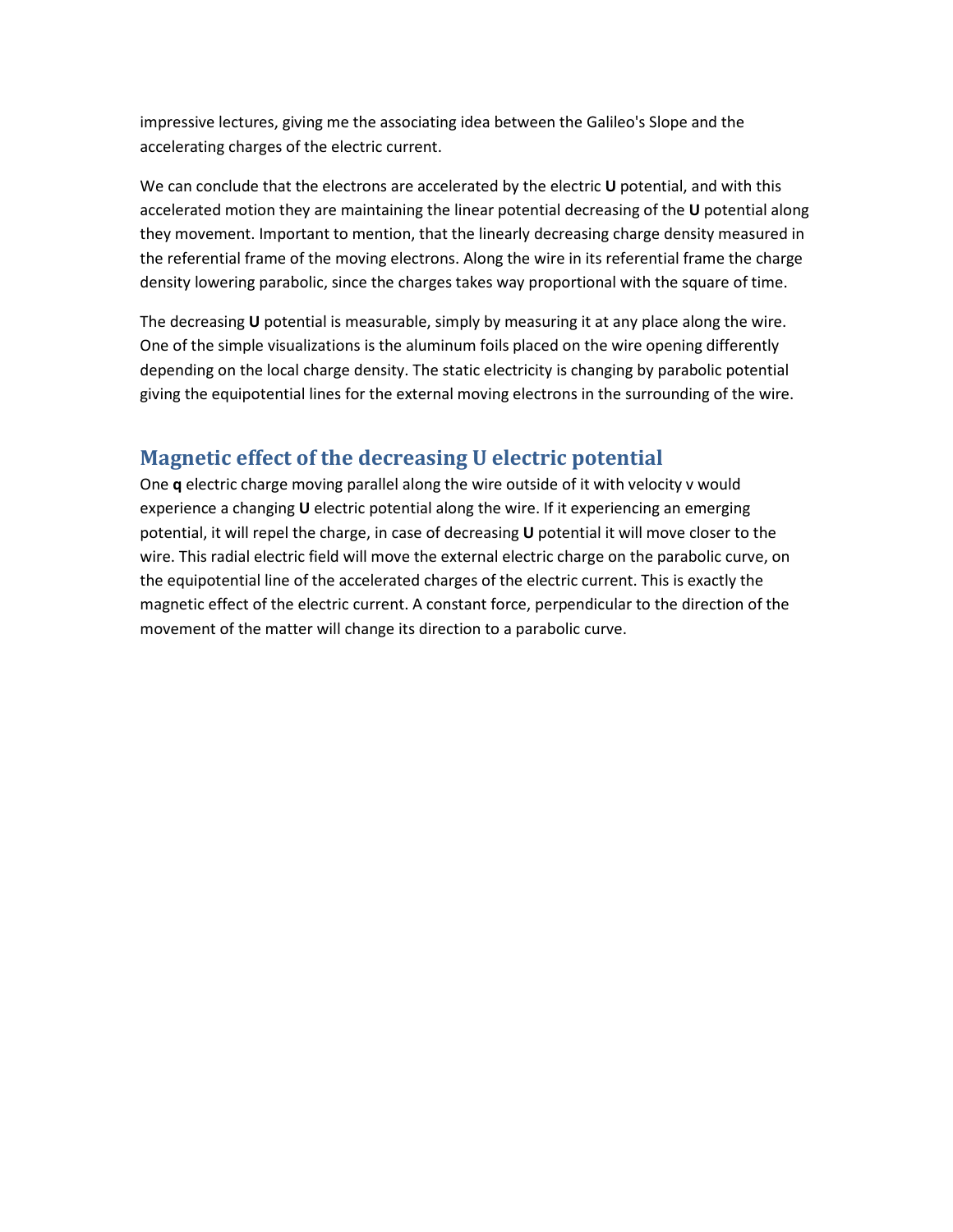impressive lectures, giving me the associating idea between the Galileo's Slope and the accelerating charges of the electric current.

We can conclude that the electrons are accelerated by the electric **U** potential, and with this accelerated motion they are maintaining the linear potential decreasing of the **U** potential along they movement. Important to mention, that the linearly decreasing charge density measured in the referential frame of the moving electrons. Along the wire in its referential frame the charge density lowering parabolic, since the charges takes way proportional with the square of time.

The decreasing **U** potential is measurable, simply by measuring it at any place along the wire. One of the simple visualizations is the aluminum foils placed on the wire opening differently depending on the local charge density. The static electricity is changing by parabolic potential giving the equipotential lines for the external moving electrons in the surrounding of the wire.

## Magnetic effect of the decreasing U electric potential

One **q** electric charge moving parallel along the wire outside of it with velocity v would experience a changing **U** electric potential along the wire. If it experiencing an emerging potential, it will repel the charge, in case of decreasing **U** potential it will move closer to the wire. This radial electric field will move the external electric charge on the parabolic curve, on the equipotential line of the accelerated charges of the electric current. This is exactly the magnetic effect of the electric current. A constant force, perpendicular to the direction of the movement of the matter will change its direction to a parabolic curve.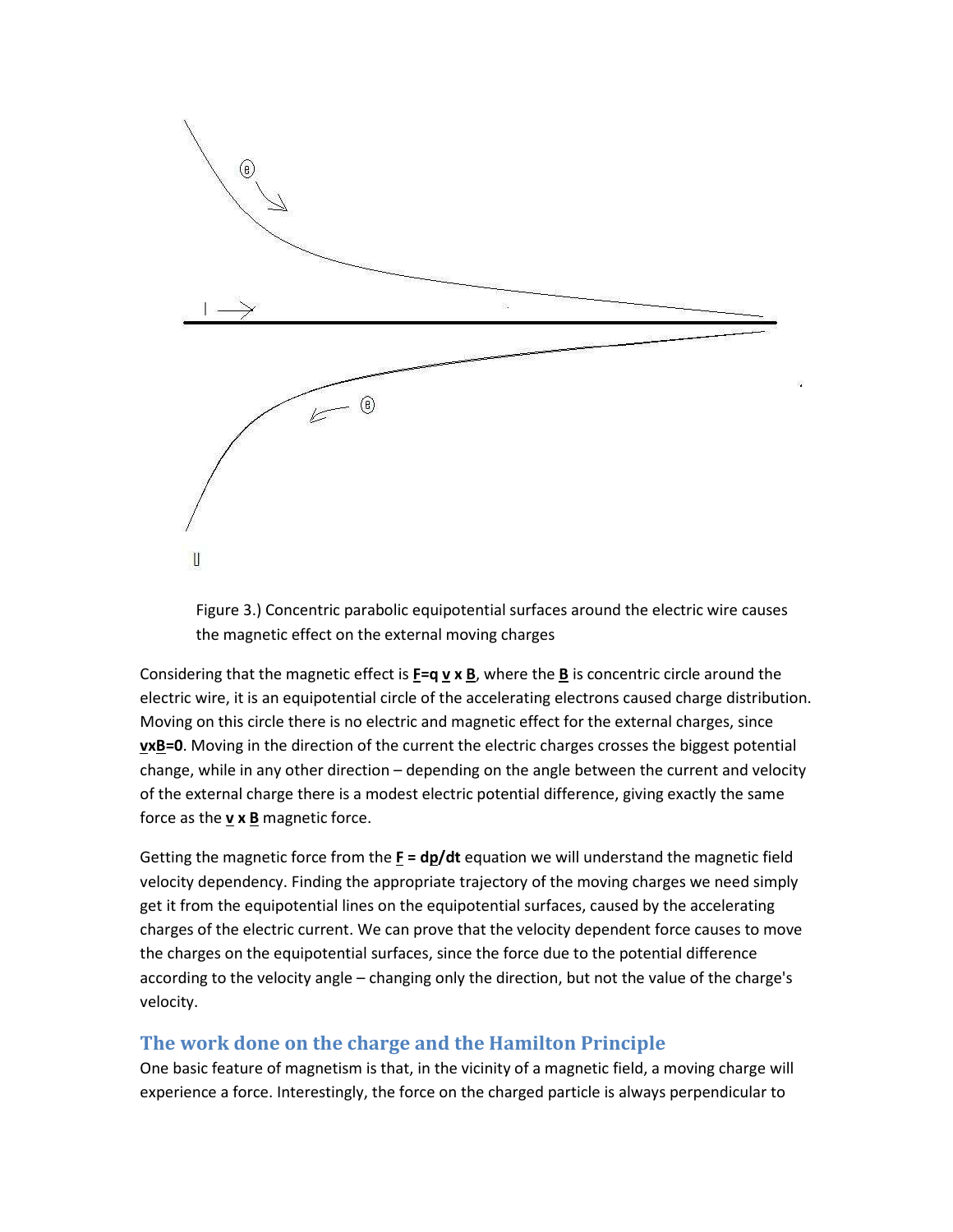Figure 3.) Concentric parabolic equipotential surfaces around the electric wire causes the magnetic effect on the external moving charges

Considering that the magnetic effect is $\underline{\mathbf{F}}=q\,\underline{\mathbf{v}}\times\underline{\mathbf{B}}$, where the $\underline{\mathbf{B}}$ is concentric circle around the electric wire, it is an equipotential circle of the accelerating electrons caused charge distribution. Moving on this circle there is no electric and magnetic effect for the external charges, since $\underline{\mathbf{v}}\times\underline{\mathbf{B}}=\mathbf{0}$. Moving in the direction of the current the electric charges crosses the biggest potential change, while in any other direction – depending on the angle between the current and velocity of the external charge there is a modest electric potential difference, giving exactly the same force as the $\underline{\mathbf{v}}\times\underline{\mathbf{B}}$ magnetic force.

Getting the magnetic force from the $\underline{\mathbf{F}} = d\underline{\mathbf{p}}/dt$ equation we will understand the magnetic field velocity dependency. Finding the appropriate trajectory of the moving charges we need simply get it from the equipotential lines on the equipotential surfaces, caused by the accelerating charges of the electric current. We can prove that the velocity dependent force causes to move the charges on the equipotential surfaces, since the force due to the potential difference according to the velocity angle – changing only the direction, but not the value of the charge's velocity.

## The work done on the charge and the Hamilton Principle

One basic feature of magnetism is that, in the vicinity of a magnetic field, a moving charge will experience a force. Interestingly, the force on the charged particle is always perpendicular to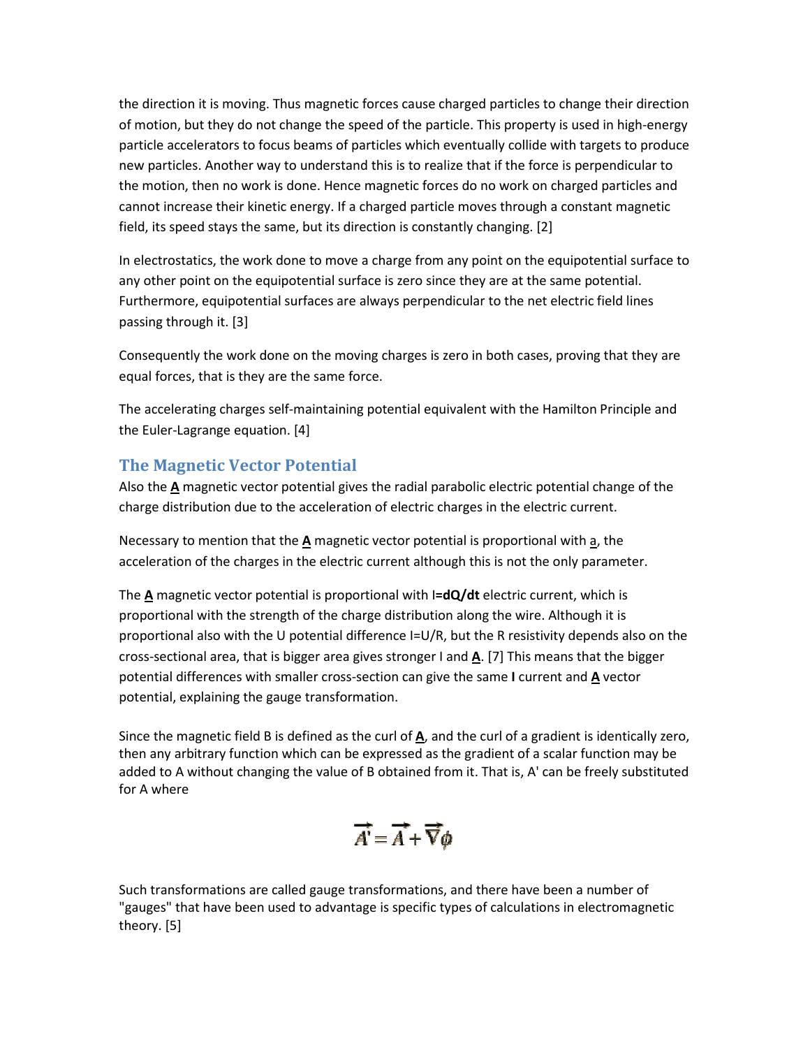the direction it is moving. Thus magnetic forces cause charged particles to change their direction of motion, but they do not change the speed of the particle. This property is used in high-energy particle accelerators to focus beams of particles which eventually collide with targets to produce new particles. Another way to understand this is to realize that if the force is perpendicular to the motion, then no work is done. Hence magnetic forces do no work on charged particles and cannot increase their kinetic energy. If a charged particle moves through a constant magnetic field, its speed stays the same, but its direction is constantly changing. [2]

In electrostatics, the work done to move a charge from any point on the equipotential surface to any other point on the equipotential surface is zero since they are at the same potential. Furthermore, equipotential surfaces are always perpendicular to the net electric field lines passing through it. [3]

Consequently the work done on the moving charges is zero in both cases, proving that they are equal forces, that is they are the same force.

The accelerating charges self-maintaining potential equivalent with the Hamilton Principle and the Euler-Lagrange equation. [4]

## The Magnetic Vector Potential

Also the **A** magnetic vector potential gives the radial parabolic electric potential change of the charge distribution due to the acceleration of electric charges in the electric current.

Necessary to mention that the **A** magnetic vector potential is proportional with a, the acceleration of the charges in the electric current although this is not the only parameter.

The **A** magnetic vector potential is proportional with I=**dQ/dt** electric current, which is proportional with the strength of the charge distribution along the wire. Although it is proportional also with the U potential difference I=U/R, but the R resistivity depends also on the cross-sectional area, that is bigger area gives stronger I and **A**. [7] This means that the bigger potential differences with smaller cross-section can give the same **I** current and **A** vector potential, explaining the gauge transformation.

Since the magnetic field B is defined as the curl of **A**, and the curl of a gradient is identically zero, then any arbitrary function which can be expressed as the gradient of a scalar function may be added to A without changing the value of B obtained from it. That is, A' can be freely substituted for A where

$$\vec{A'} = \vec{A} + \vec{\nabla}\phi$$

Such transformations are called gauge transformations, and there have been a number of "gauges" that have been used to advantage is specific types of calculations in electromagnetic theory. [5]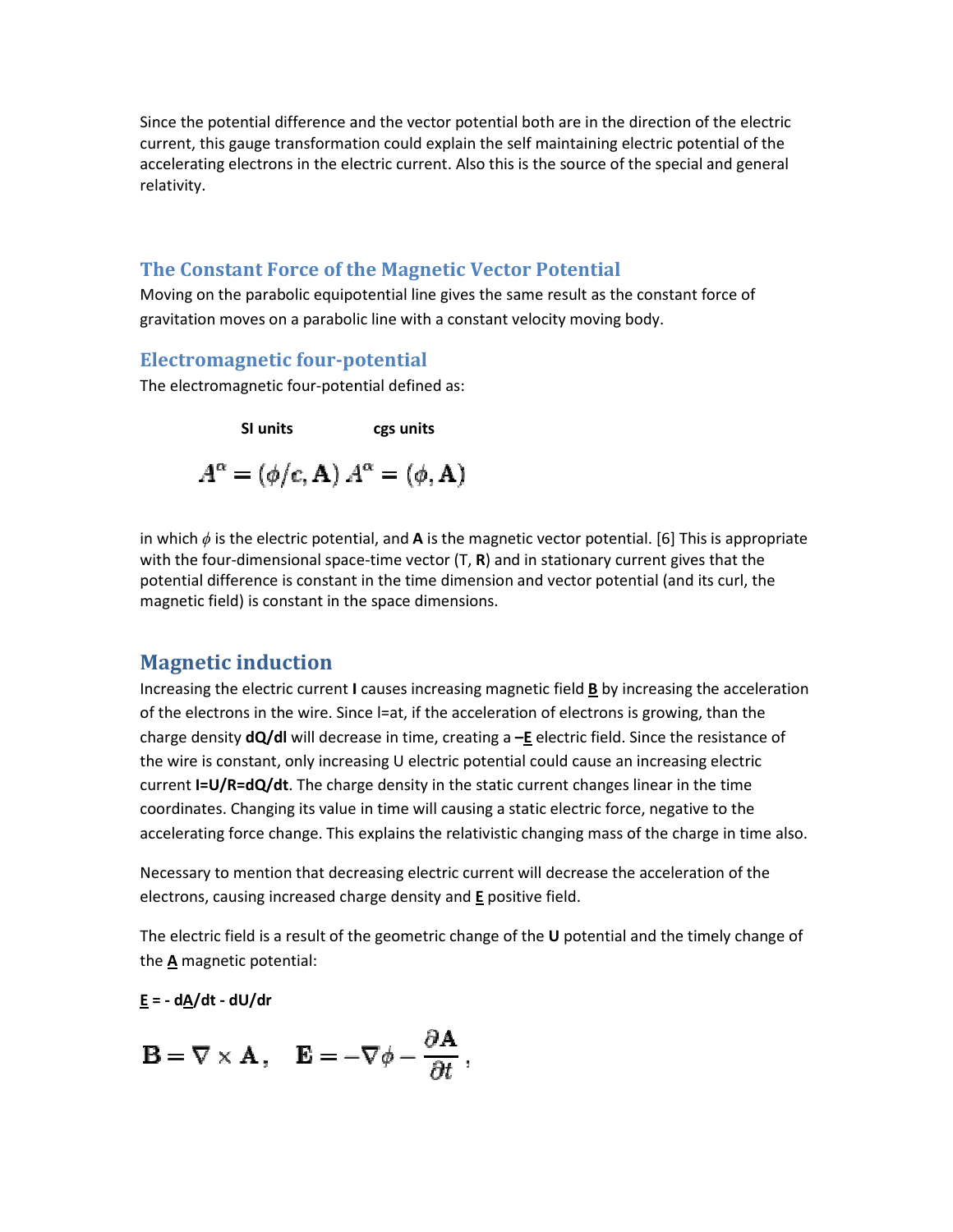Since the potential difference and the vector potential both are in the direction of the electric current, this gauge transformation could explain the self maintaining electric potential of the accelerating electrons in the electric current. Also this is the source of the special and general relativity.

## The Constant Force of the Magnetic Vector Potential

Moving on the parabolic equipotential line gives the same result as the constant force of gravitation moves on a parabolic line with a constant velocity moving body.

## Electromagnetic four-potential

The electromagnetic four-potential defined as:

**SI units** **cgs units**

$$A^\alpha = (\phi/c, \mathbf{A}) \; A^\alpha = (\phi, \mathbf{A})$$

in which $\phi$ is the electric potential, and **A** is the magnetic vector potential. [6] This is appropriate with the four-dimensional space-time vector (T, **R**) and in stationary current gives that the potential difference is constant in the time dimension and vector potential (and its curl, the magnetic field) is constant in the space dimensions.

# Magnetic induction

Increasing the electric current **I** causes increasing magnetic field **B** by increasing the acceleration of the electrons in the wire. Since I=at, if the acceleration of electrons is growing, than the charge density **dQ/dl** will decrease in time, creating a **–E** electric field. Since the resistance of the wire is constant, only increasing U electric potential could cause an increasing electric current **I=U/R=dQ/dt**. The charge density in the static current changes linear in the time coordinates. Changing its value in time will causing a static electric force, negative to the accelerating force change. This explains the relativistic changing mass of the charge in time also.

Necessary to mention that decreasing electric current will decrease the acceleration of the electrons, causing increased charge density and **E** positive field.

The electric field is a result of the geometric change of the **U** potential and the timely change of the **A** magnetic potential:

**E = - dA/dt - dU/dr**

$$\mathbf{B} = \nabla \times \mathbf{A}, \quad \mathbf{E} = -\nabla\phi - \frac{\partial \mathbf{A}}{\partial t},$$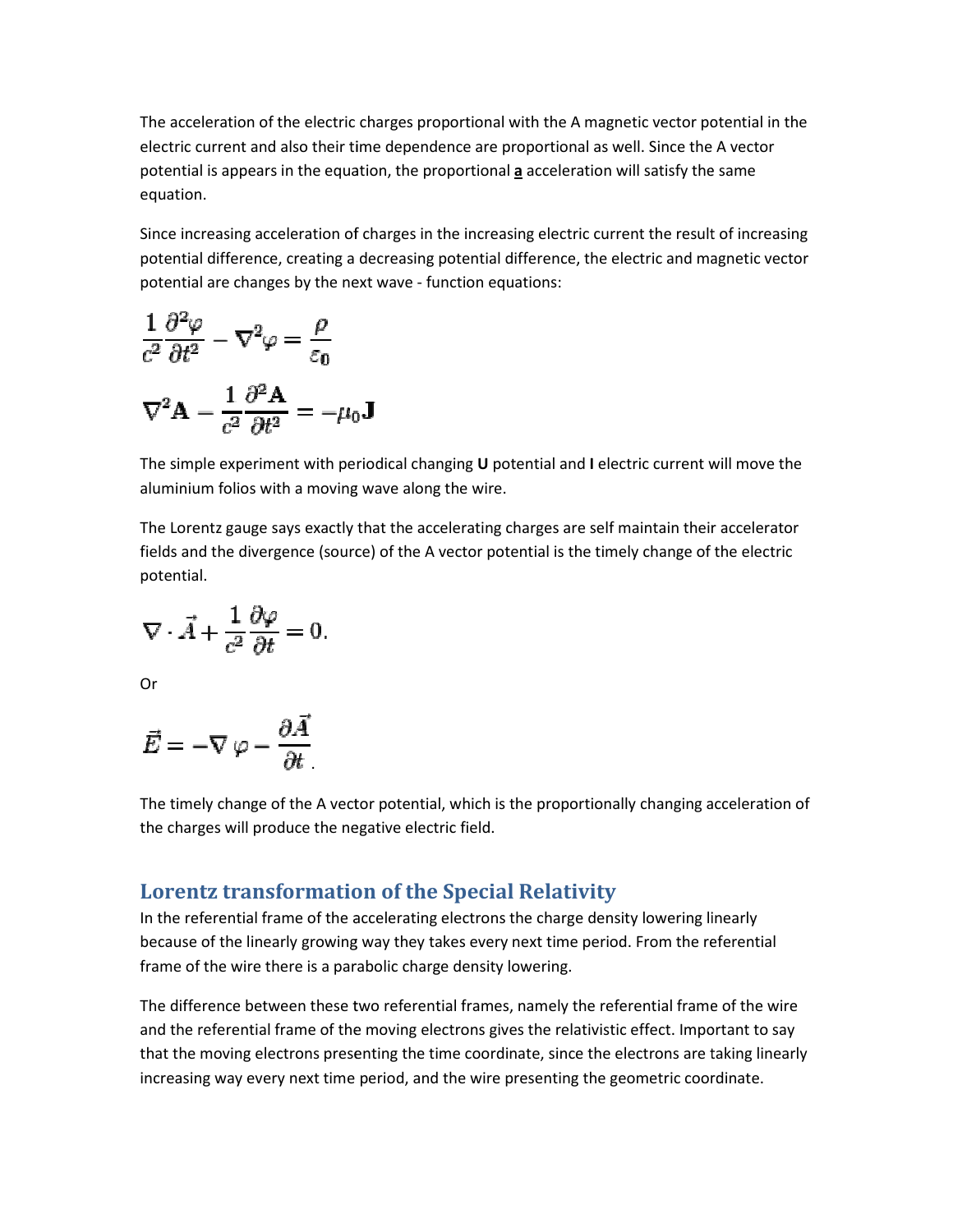The acceleration of the electric charges proportional with the A magnetic vector potential in the electric current and also their time dependence are proportional as well. Since the A vector potential is appears in the equation, the proportional **a** acceleration will satisfy the same equation.

Since increasing acceleration of charges in the increasing electric current the result of increasing potential difference, creating a decreasing potential difference, the electric and magnetic vector potential are changes by the next wave - function equations:

$$\frac{1}{c^2}\frac{\partial^2\varphi}{\partial t^2} - \nabla^2\varphi = \frac{\rho}{\varepsilon_0}$$

$$\nabla^2\mathbf{A} - \frac{1}{c^2}\frac{\partial^2\mathbf{A}}{\partial t^2} = -\mu_0\mathbf{J}$$

The simple experiment with periodical changing **U** potential and **I** electric current will move the aluminium folios with a moving wave along the wire.

The Lorentz gauge says exactly that the accelerating charges are self maintain their accelerator fields and the divergence (source) of the A vector potential is the timely change of the electric potential.

$$\nabla \cdot \vec{A} + \frac{1}{c^2}\frac{\partial\varphi}{\partial t} = 0.$$

Or

$$\vec{E} = -\nabla\varphi - \frac{\partial\vec{A}}{\partial t}.$$

The timely change of the A vector potential, which is the proportionally changing acceleration of the charges will produce the negative electric field.

## Lorentz transformation of the Special Relativity

In the referential frame of the accelerating electrons the charge density lowering linearly because of the linearly growing way they takes every next time period. From the referential frame of the wire there is a parabolic charge density lowering.

The difference between these two referential frames, namely the referential frame of the wire and the referential frame of the moving electrons gives the relativistic effect. Important to say that the moving electrons presenting the time coordinate, since the electrons are taking linearly increasing way every next time period, and the wire presenting the geometric coordinate.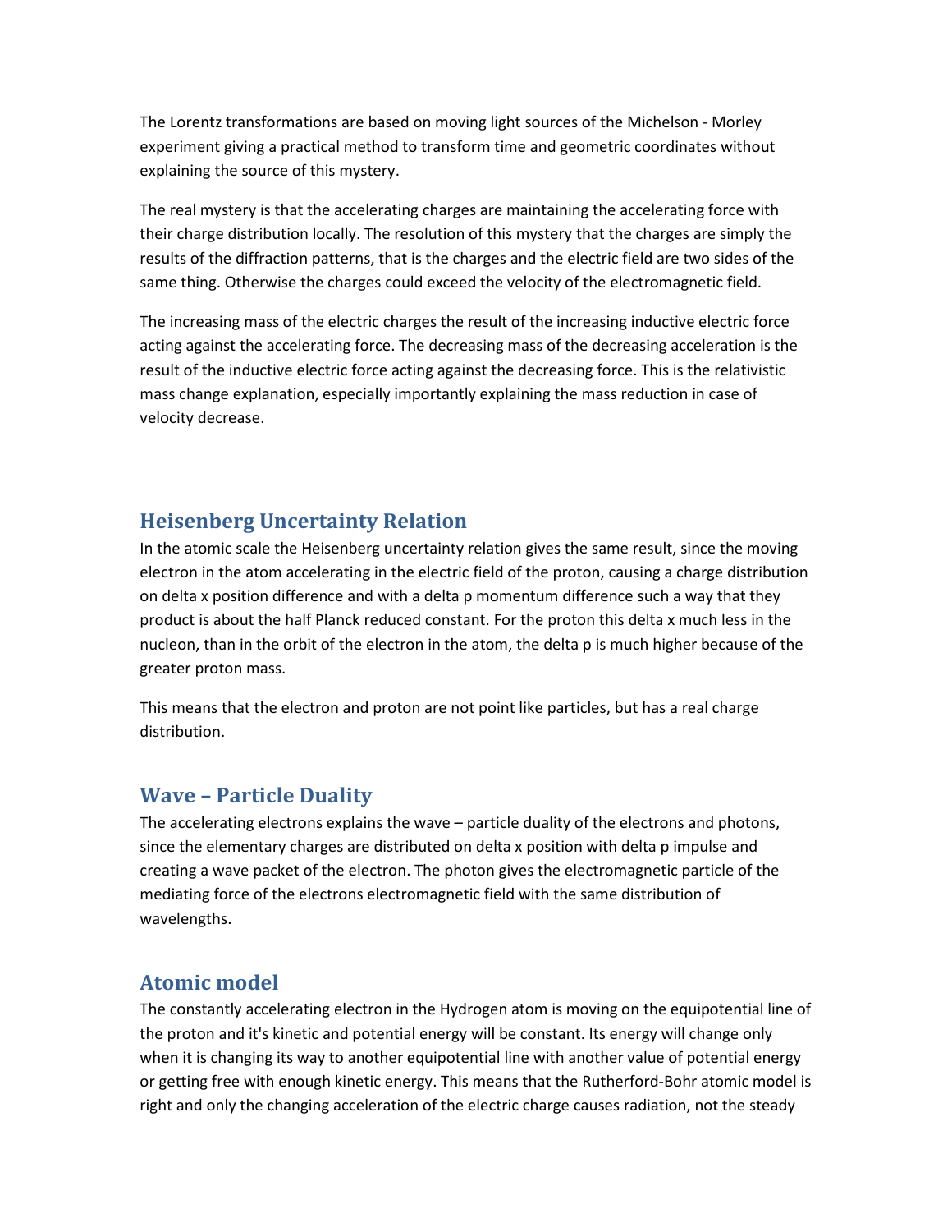The Lorentz transformations are based on moving light sources of the Michelson - Morley experiment giving a practical method to transform time and geometric coordinates without explaining the source of this mystery.

The real mystery is that the accelerating charges are maintaining the accelerating force with their charge distribution locally. The resolution of this mystery that the charges are simply the results of the diffraction patterns, that is the charges and the electric field are two sides of the same thing. Otherwise the charges could exceed the velocity of the electromagnetic field.

The increasing mass of the electric charges the result of the increasing inductive electric force acting against the accelerating force. The decreasing mass of the decreasing acceleration is the result of the inductive electric force acting against the decreasing force. This is the relativistic mass change explanation, especially importantly explaining the mass reduction in case of velocity decrease.

## Heisenberg Uncertainty Relation

In the atomic scale the Heisenberg uncertainty relation gives the same result, since the moving electron in the atom accelerating in the electric field of the proton, causing a charge distribution on delta x position difference and with a delta p momentum difference such a way that they product is about the half Planck reduced constant. For the proton this delta x much less in the nucleon, than in the orbit of the electron in the atom, the delta p is much higher because of the greater proton mass.

This means that the electron and proton are not point like particles, but has a real charge distribution.

## Wave – Particle Duality

The accelerating electrons explains the wave – particle duality of the electrons and photons, since the elementary charges are distributed on delta x position with delta p impulse and creating a wave packet of the electron. The photon gives the electromagnetic particle of the mediating force of the electrons electromagnetic field with the same distribution of wavelengths.

## Atomic model

The constantly accelerating electron in the Hydrogen atom is moving on the equipotential line of the proton and it's kinetic and potential energy will be constant. Its energy will change only when it is changing its way to another equipotential line with another value of potential energy or getting free with enough kinetic energy. This means that the Rutherford-Bohr atomic model is right and only the changing acceleration of the electric charge causes radiation, not the steady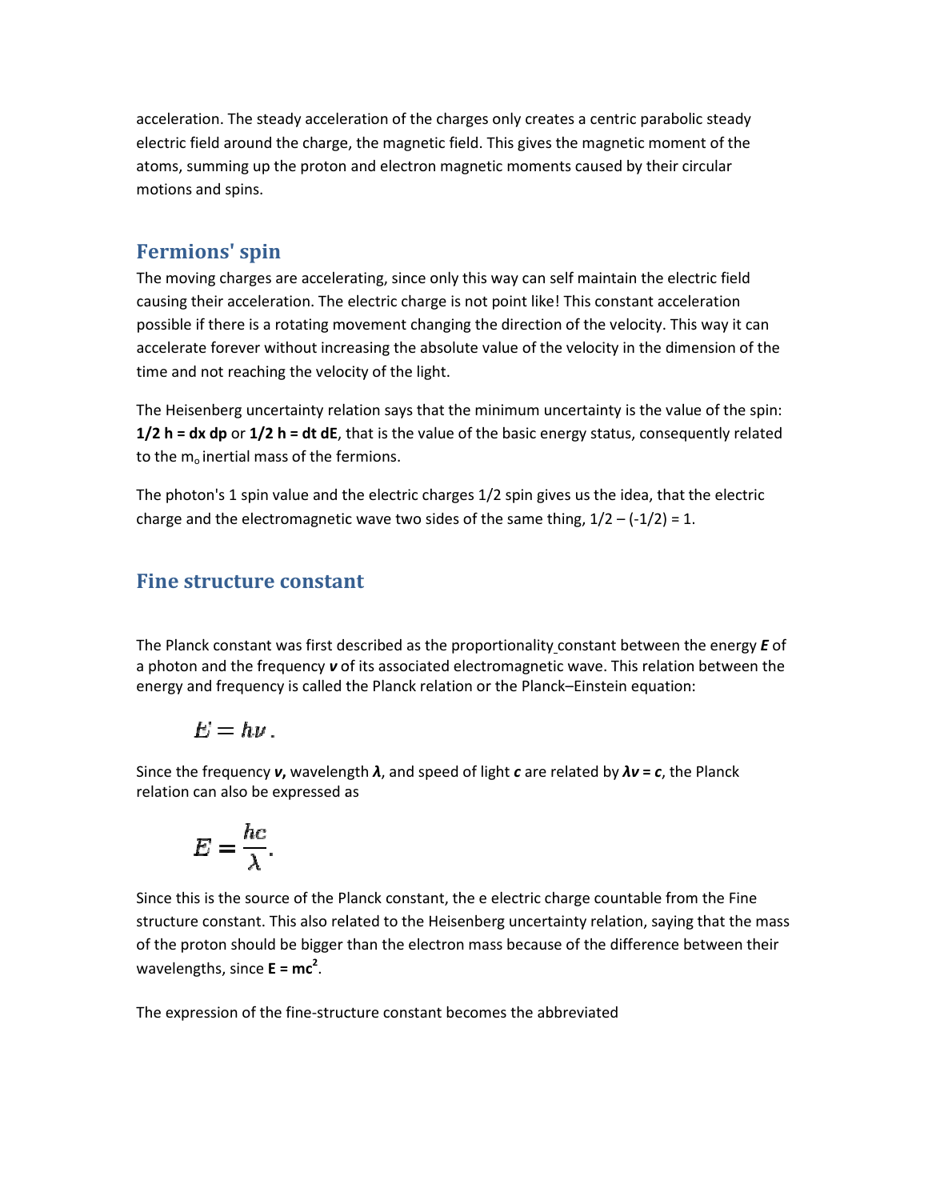acceleration. The steady acceleration of the charges only creates a centric parabolic steady electric field around the charge, the magnetic field. This gives the magnetic moment of the atoms, summing up the proton and electron magnetic moments caused by their circular motions and spins.

## Fermions' spin

The moving charges are accelerating, since only this way can self maintain the electric field causing their acceleration. The electric charge is not point like! This constant acceleration possible if there is a rotating movement changing the direction of the velocity. This way it can accelerate forever without increasing the absolute value of the velocity in the dimension of the time and not reaching the velocity of the light.

The Heisenberg uncertainty relation says that the minimum uncertainty is the value of the spin: **$1/2\ h = dx\ dp$** or **$1/2\ h = dt\ dE$**, that is the value of the basic energy status, consequently related to the $m_o$ inertial mass of the fermions.

The photon's 1 spin value and the electric charges 1/2 spin gives us the idea, that the electric charge and the electromagnetic wave two sides of the same thing, $1/2 - (-1/2) = 1$.

## Fine structure constant

The Planck constant was first described as the proportionality constant between the energy ***E*** of a photon and the frequency ***ν*** of its associated electromagnetic wave. This relation between the energy and frequency is called the Planck relation or the Planck–Einstein equation:

$$E = h\nu\,.$$

Since the frequency ***ν***, wavelength ***λ***, and speed of light ***c*** are related by ***$\lambda\nu = c$***, the Planck relation can also be expressed as

$$E = \frac{hc}{\lambda}.$$

Since this is the source of the Planck constant, the e electric charge countable from the Fine structure constant. This also related to the Heisenberg uncertainty relation, saying that the mass of the proton should be bigger than the electron mass because of the difference between their wavelengths, since **$E = mc^2$**.

The expression of the fine-structure constant becomes the abbreviated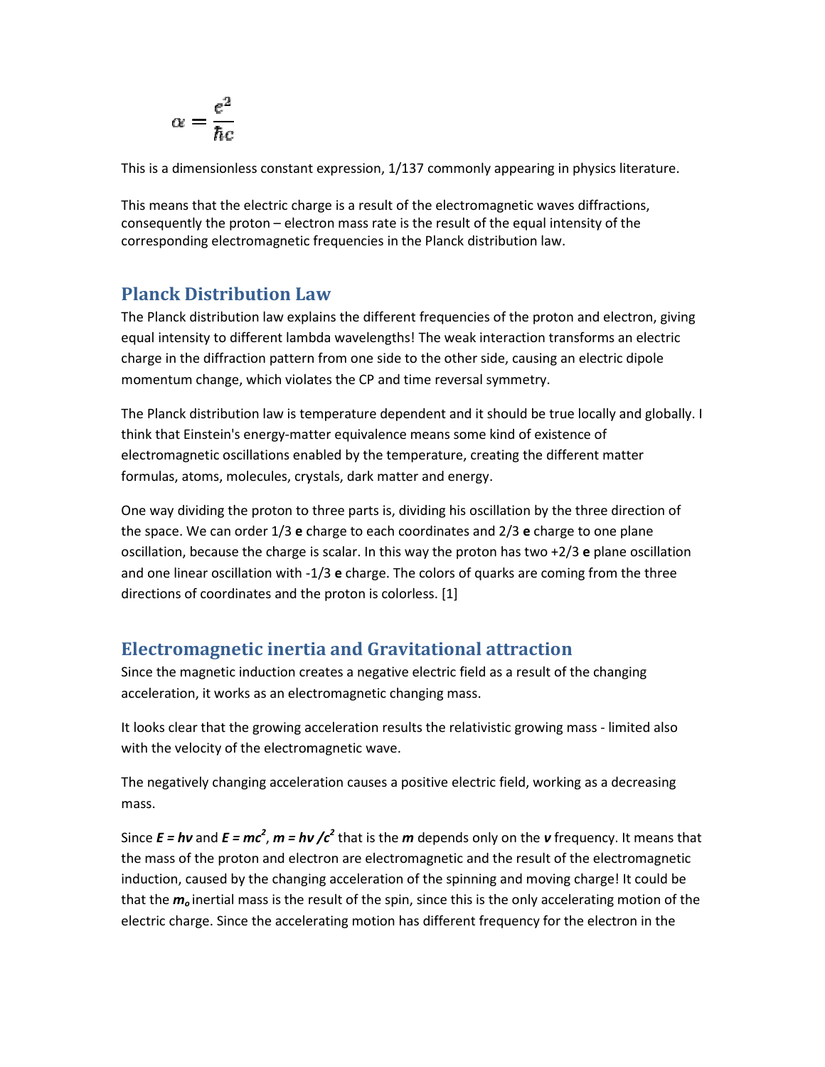$$\alpha = \frac{e^2}{\hbar c}$$

This is a dimensionless constant expression, 1/137 commonly appearing in physics literature.

This means that the electric charge is a result of the electromagnetic waves diffractions, consequently the proton – electron mass rate is the result of the equal intensity of the corresponding electromagnetic frequencies in the Planck distribution law.

## Planck Distribution Law

The Planck distribution law explains the different frequencies of the proton and electron, giving equal intensity to different lambda wavelengths! The weak interaction transforms an electric charge in the diffraction pattern from one side to the other side, causing an electric dipole momentum change, which violates the CP and time reversal symmetry.

The Planck distribution law is temperature dependent and it should be true locally and globally. I think that Einstein's energy-matter equivalence means some kind of existence of electromagnetic oscillations enabled by the temperature, creating the different matter formulas, atoms, molecules, crystals, dark matter and energy.

One way dividing the proton to three parts is, dividing his oscillation by the three direction of the space. We can order 1/3 **e** charge to each coordinates and 2/3 **e** charge to one plane oscillation, because the charge is scalar. In this way the proton has two +2/3 **e** plane oscillation and one linear oscillation with -1/3 **e** charge. The colors of quarks are coming from the three directions of coordinates and the proton is colorless. [1]

## Electromagnetic inertia and Gravitational attraction

Since the magnetic induction creates a negative electric field as a result of the changing acceleration, it works as an electromagnetic changing mass.

It looks clear that the growing acceleration results the relativistic growing mass - limited also with the velocity of the electromagnetic wave.

The negatively changing acceleration causes a positive electric field, working as a decreasing mass.

Since $E = h\nu$ and $E = mc^2$, $m = h\nu / c^2$ that is the $m$ depends only on the $\nu$ frequency. It means that the mass of the proton and electron are electromagnetic and the result of the electromagnetic induction, caused by the changing acceleration of the spinning and moving charge! It could be that the $m_o$ inertial mass is the result of the spin, since this is the only accelerating motion of the electric charge. Since the accelerating motion has different frequency for the electron in the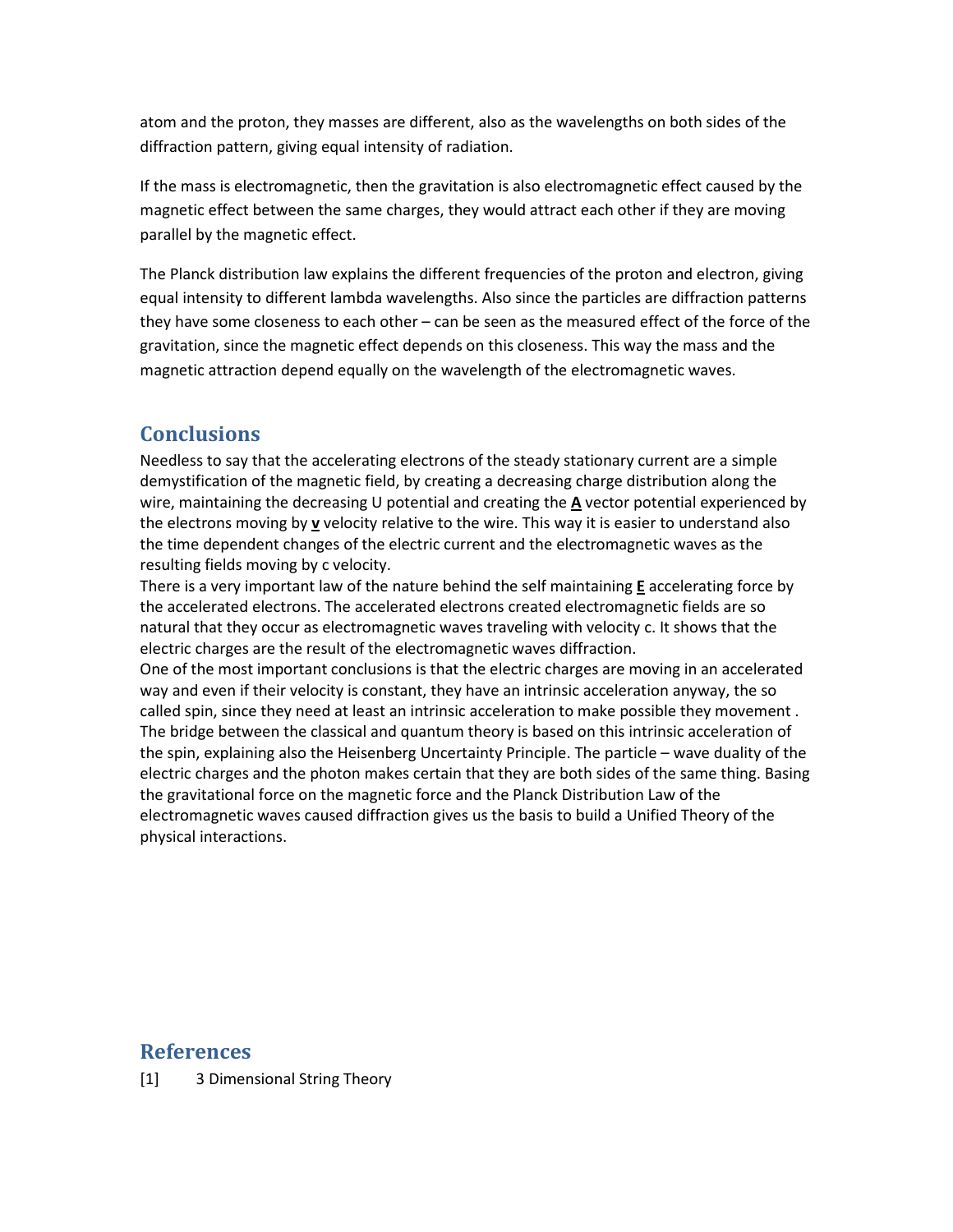atom and the proton, they masses are different, also as the wavelengths on both sides of the diffraction pattern, giving equal intensity of radiation.

If the mass is electromagnetic, then the gravitation is also electromagnetic effect caused by the magnetic effect between the same charges, they would attract each other if they are moving parallel by the magnetic effect.

The Planck distribution law explains the different frequencies of the proton and electron, giving equal intensity to different lambda wavelengths. Also since the particles are diffraction patterns they have some closeness to each other – can be seen as the measured effect of the force of the gravitation, since the magnetic effect depends on this closeness. This way the mass and the magnetic attraction depend equally on the wavelength of the electromagnetic waves.

## Conclusions

Needless to say that the accelerating electrons of the steady stationary current are a simple demystification of the magnetic field, by creating a decreasing charge distribution along the wire, maintaining the decreasing U potential and creating the **A** vector potential experienced by the electrons moving by **v** velocity relative to the wire. This way it is easier to understand also the time dependent changes of the electric current and the electromagnetic waves as the resulting fields moving by c velocity.
There is a very important law of the nature behind the self maintaining **E** accelerating force by the accelerated electrons. The accelerated electrons created electromagnetic fields are so natural that they occur as electromagnetic waves traveling with velocity c. It shows that the electric charges are the result of the electromagnetic waves diffraction.
One of the most important conclusions is that the electric charges are moving in an accelerated way and even if their velocity is constant, they have an intrinsic acceleration anyway, the so called spin, since they need at least an intrinsic acceleration to make possible they movement .
The bridge between the classical and quantum theory is based on this intrinsic acceleration of the spin, explaining also the Heisenberg Uncertainty Principle. The particle – wave duality of the electric charges and the photon makes certain that they are both sides of the same thing. Basing the gravitational force on the magnetic force and the Planck Distribution Law of the electromagnetic waves caused diffraction gives us the basis to build a Unified Theory of the physical interactions.

## References

[1] 3 Dimensional String Theory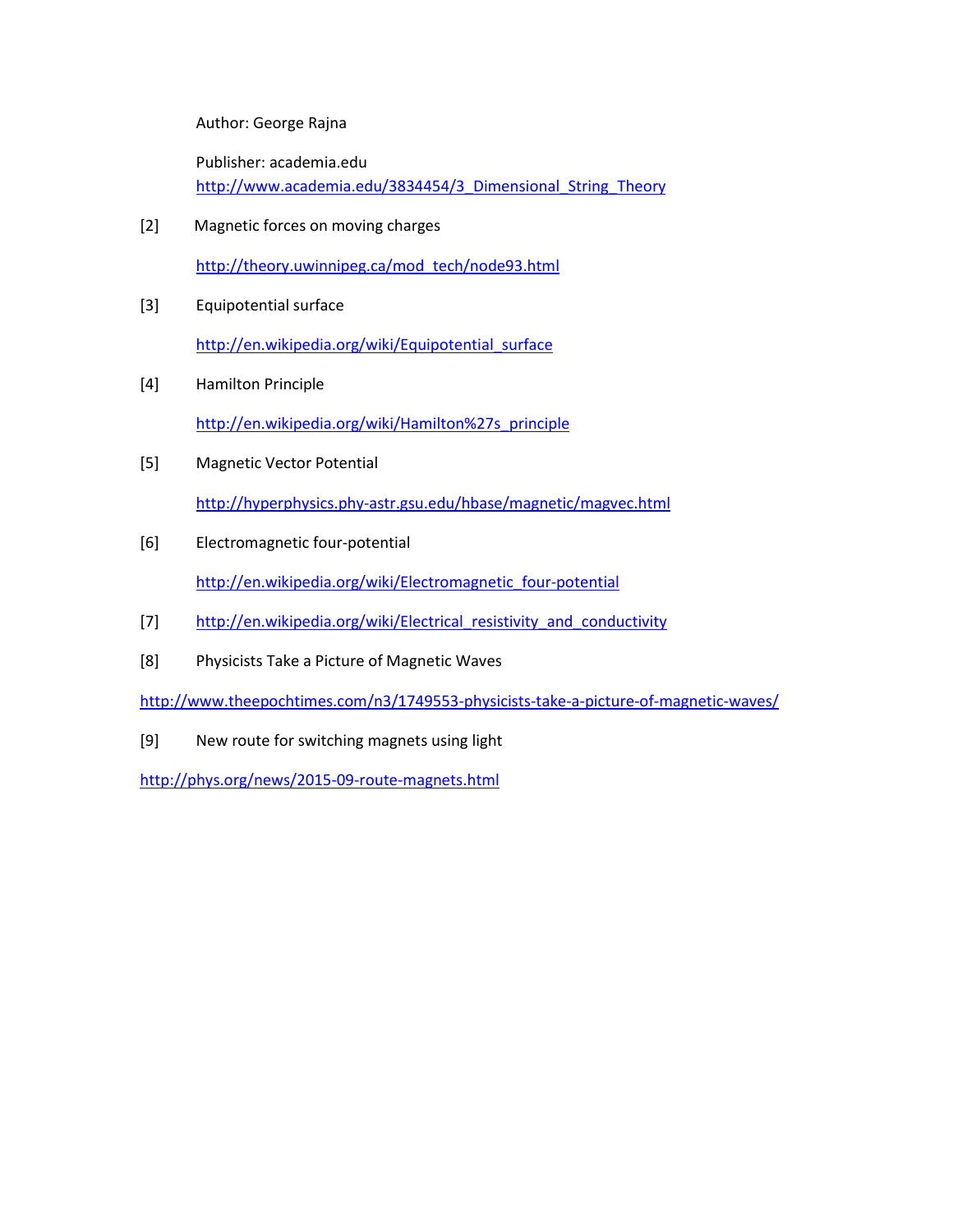Author: George Rajna

Publisher: academia.edu
http://www.academia.edu/3834454/3_Dimensional_String_Theory

[2] Magnetic forces on moving charges

http://theory.uwinnipeg.ca/mod_tech/node93.html

[3] Equipotential surface

http://en.wikipedia.org/wiki/Equipotential_surface

[4] Hamilton Principle

http://en.wikipedia.org/wiki/Hamilton%27s_principle

[5] Magnetic Vector Potential

http://hyperphysics.phy-astr.gsu.edu/hbase/magnetic/magvec.html

[6] Electromagnetic four-potential

http://en.wikipedia.org/wiki/Electromagnetic_four-potential

[7] http://en.wikipedia.org/wiki/Electrical_resistivity_and_conductivity

[8] Physicists Take a Picture of Magnetic Waves

http://www.theepochtimes.com/n3/1749553-physicists-take-a-picture-of-magnetic-waves/

[9] New route for switching magnets using light

http://phys.org/news/2015-09-route-magnets.html